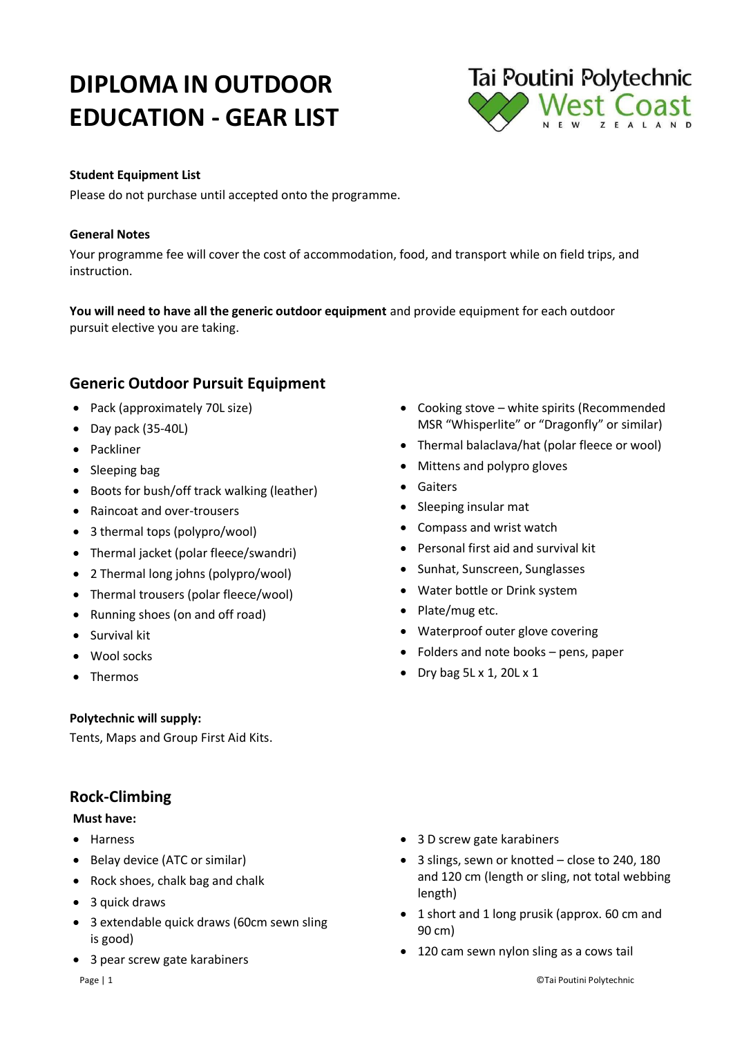# DIPLOMA IN OUTDOOR EDUCATION - GEAR LIST

**Student Equipment List**

Please do not purchase until accepted onto the programme.

**General Notes**

Your programme fee will cover the cost of accommodation, food, and transport while on field trips, and instruction.

**You will need to have all the generic outdoor equipment** and provide equipment for each outdoor pursuit elective you are taking.

## Generic Outdoor Pursuit Equipment

- Pack (approximately 70L size)
- Day pack (35-40L)
- Packliner
- Sleeping bag
- Boots for bush/off track walking (leather)
- Raincoat and over-trousers
- 3 thermal tops (polypro/wool)
- Thermal jacket (polar fleece/swandri)
- 2 Thermal long johns (polypro/wool)
- Thermal trousers (polar fleece/wool)
- Running shoes (on and off road)
- Survival kit
- Wool socks
- Thermos
- Cooking stove – white spirits (Recommended MSR "Whisperlite" or "Dragonfly" or similar)
- Thermal balaclava/hat (polar fleece or wool)
- Mittens and polypro gloves
- Gaiters
- Sleeping insular mat
- Compass and wrist watch
- Personal first aid and survival kit
- Sunhat, Sunscreen, Sunglasses
- Water bottle or Drink system
- Plate/mug etc.
- Waterproof outer glove covering
- Folders and note books – pens, paper
- Dry bag 5L x 1, 20L x 1

**Polytechnic will supply:**

Tents, Maps and Group First Aid Kits.

## Rock-Climbing

**Must have:**

- Harness
- Belay device (ATC or similar)
- Rock shoes, chalk bag and chalk
- 3 quick draws
- 3 extendable quick draws (60cm sewn sling is good)
- 3 pear screw gate karabiners
- 3 D screw gate karabiners
- 3 slings, sewn or knotted – close to 240, 180 and 120 cm (length or sling, not total webbing length)
- 1 short and 1 long prusik (approx. 60 cm and 90 cm)
- 120 cam sewn nylon sling as a cows tail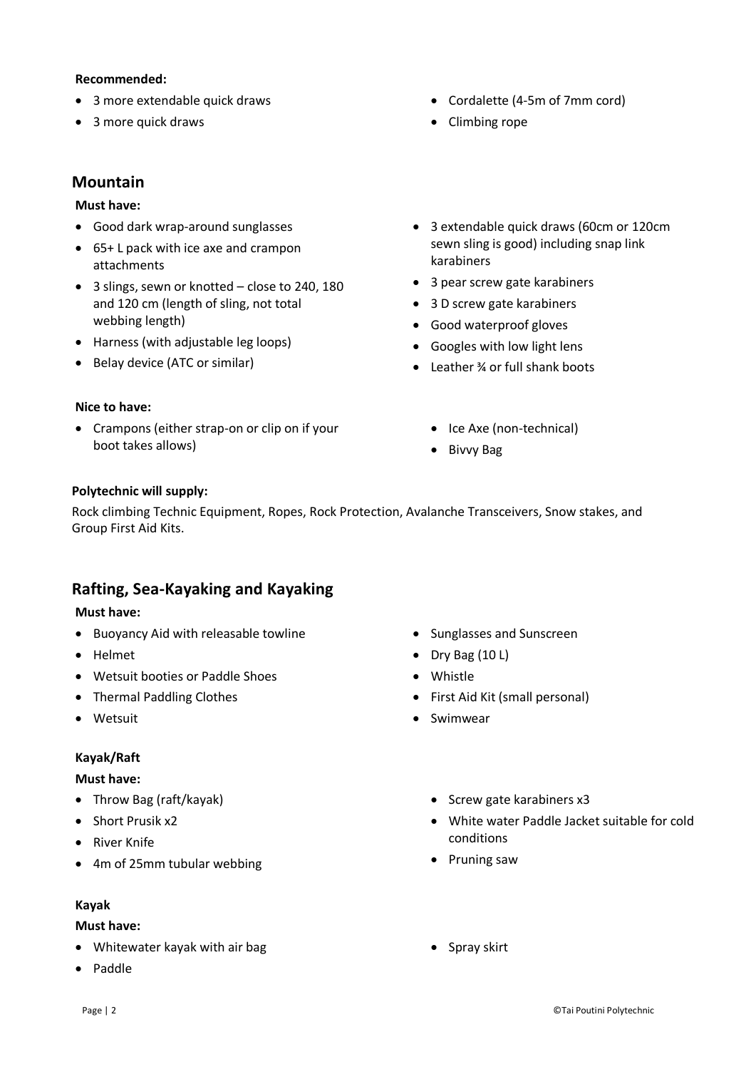**Recommended:**

- 3 more extendable quick draws
- 3 more quick draws
- Cordalette (4-5m of 7mm cord)
- Climbing rope

## Mountain

**Must have:**

- Good dark wrap-around sunglasses
- 65+ L pack with ice axe and crampon attachments
- 3 slings, sewn or knotted – close to 240, 180 and 120 cm (length of sling, not total webbing length)
- Harness (with adjustable leg loops)
- Belay device (ATC or similar)
- 3 extendable quick draws (60cm or 120cm sewn sling is good) including snap link karabiners
- 3 pear screw gate karabiners
- 3 D screw gate karabiners
- Good waterproof gloves
- Googles with low light lens
- Leather ¾ or full shank boots

**Nice to have:**

- Crampons (either strap-on or clip on if your boot takes allows)
- Ice Axe (non-technical)
- Bivvy Bag

**Polytechnic will supply:**

Rock climbing Technic Equipment, Ropes, Rock Protection, Avalanche Transceivers, Snow stakes, and Group First Aid Kits.

## Rafting, Sea-Kayaking and Kayaking

**Must have:**

- Buoyancy Aid with releasable towline
- Helmet
- Wetsuit booties or Paddle Shoes
- Thermal Paddling Clothes
- Wetsuit
- Sunglasses and Sunscreen
- Dry Bag (10 L)
- Whistle
- First Aid Kit (small personal)
- Swimwear

### Kayak/Raft

**Must have:**

- Throw Bag (raft/kayak)
- Short Prusik x2
- River Knife
- 4m of 25mm tubular webbing
- Screw gate karabiners x3
- White water Paddle Jacket suitable for cold conditions
- Pruning saw

### Kayak

**Must have:**

- Whitewater kayak with air bag
- Paddle
- Spray skirt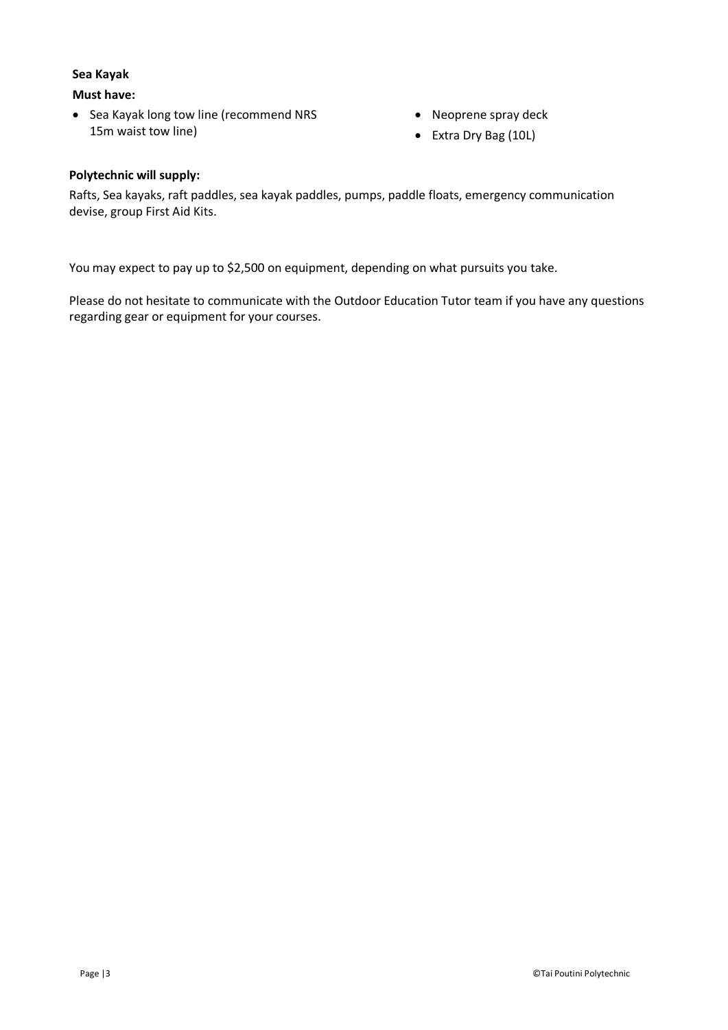**Sea Kayak**

**Must have:**

- Sea Kayak long tow line (recommend NRS 15m waist tow line)
- Neoprene spray deck
- Extra Dry Bag (10L)

**Polytechnic will supply:**

Rafts, Sea kayaks, raft paddles, sea kayak paddles, pumps, paddle floats, emergency communication devise, group First Aid Kits.

You may expect to pay up to $2,500 on equipment, depending on what pursuits you take.

Please do not hesitate to communicate with the Outdoor Education Tutor team if you have any questions regarding gear or equipment for your courses.